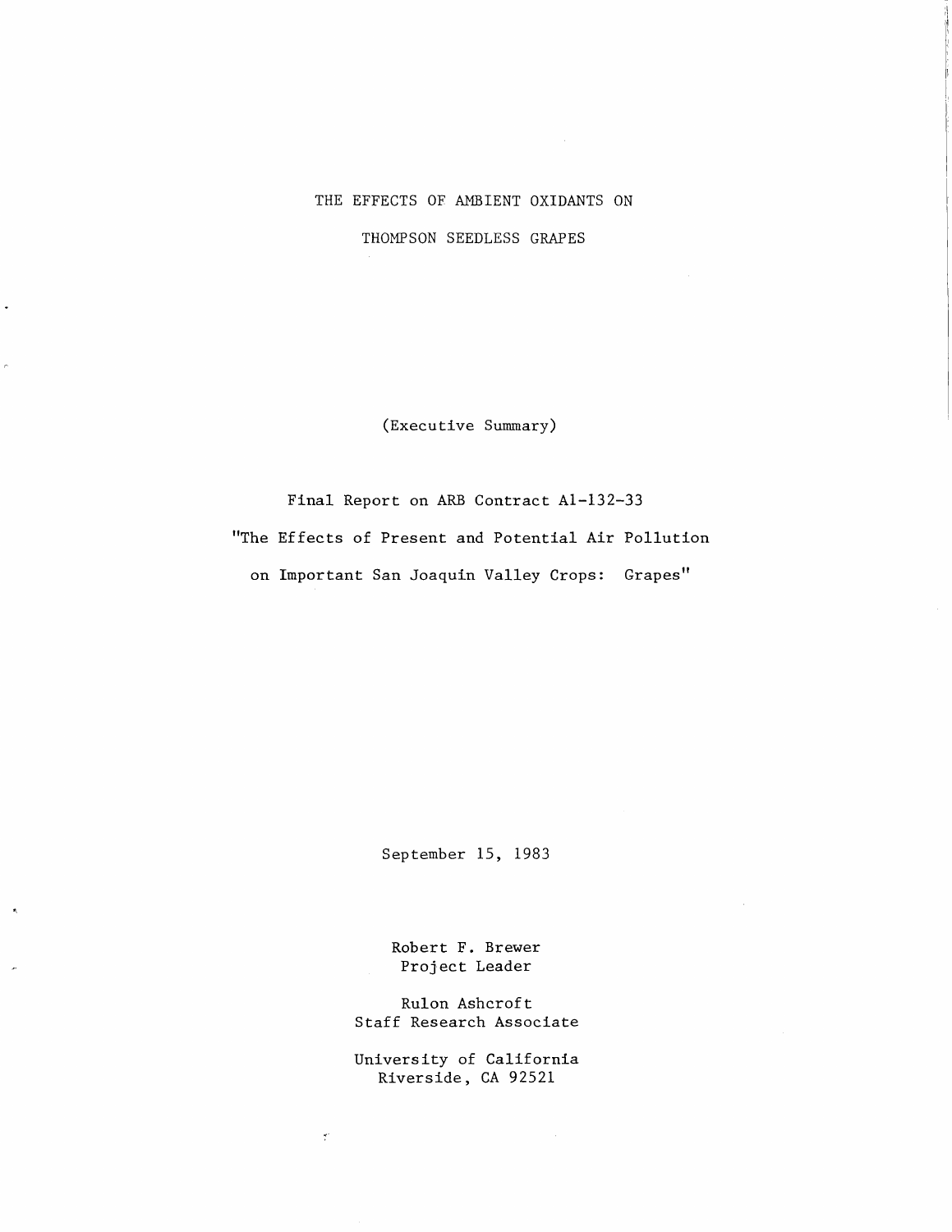# THE EFFECTS OF AMBIENT OXIDANTS ON THOMPSON SEEDLESS GRAPES

(Executive Summary)

Final Report on ARB Contract A1-132-33

"The Effects of Present and Potential Air Pollution on Important San Joaquin Valley Crops: Grapes"

September 15, 1983

Robert F. Brewer
Project Leader

Rulon Ashcroft
Staff Research Associate

University of California
Riverside, CA 92521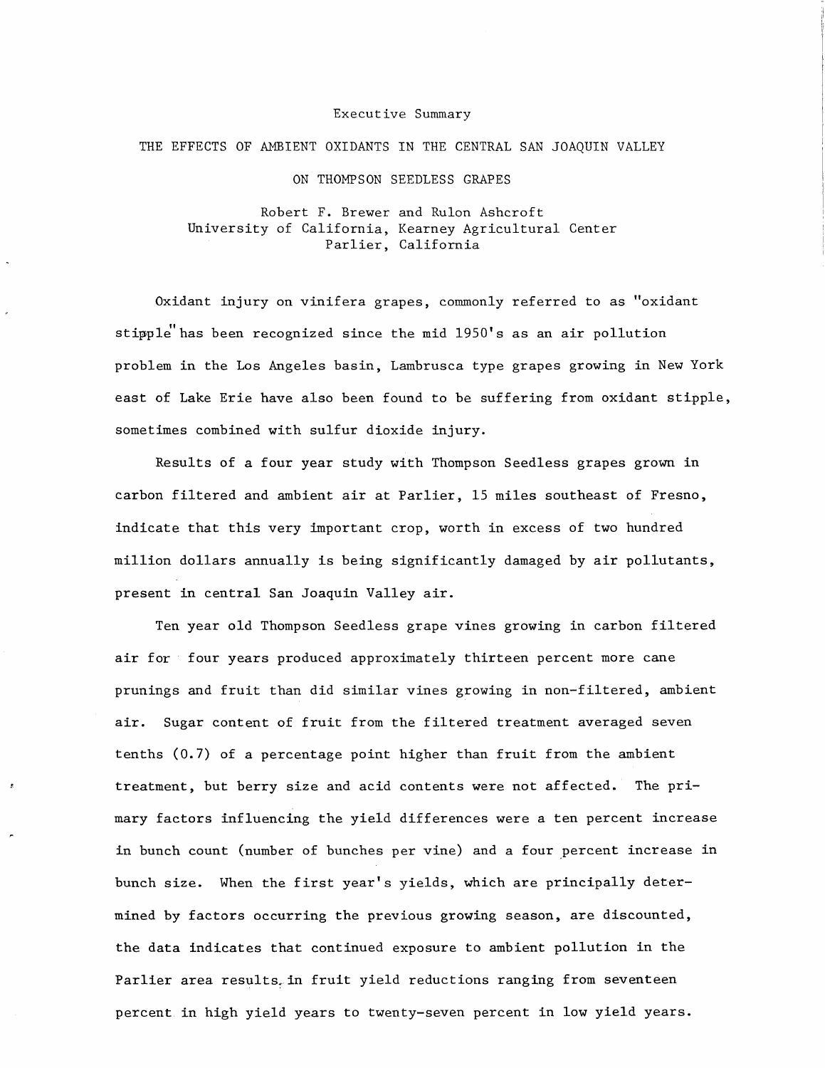Executive Summary

# THE EFFECTS OF AMBIENT OXIDANTS IN THE CENTRAL SAN JOAQUIN VALLEY ON THOMPSON SEEDLESS GRAPES

Robert F. Brewer and Rulon Ashcroft
University of California, Kearney Agricultural Center
Parlier, California

Oxidant injury on vinifera grapes, commonly referred to as "oxidant stipple" has been recognized since the mid 1950's as an air pollution problem in the Los Angeles basin, Lambrusca type grapes growing in New York east of Lake Erie have also been found to be suffering from oxidant stipple, sometimes combined with sulfur dioxide injury.

Results of a four year study with Thompson Seedless grapes grown in carbon filtered and ambient air at Parlier, 15 miles southeast of Fresno, indicate that this very important crop, worth in excess of two hundred million dollars annually is being significantly damaged by air pollutants, present in central San Joaquin Valley air.

Ten year old Thompson Seedless grape vines growing in carbon filtered air for four years produced approximately thirteen percent more cane prunings and fruit than did similar vines growing in non-filtered, ambient air. Sugar content of fruit from the filtered treatment averaged seven tenths (0.7) of a percentage point higher than fruit from the ambient treatment, but berry size and acid contents were not affected. The primary factors influencing the yield differences were a ten percent increase in bunch count (number of bunches per vine) and a four percent increase in bunch size. When the first year's yields, which are principally determined by factors occurring the previous growing season, are discounted, the data indicates that continued exposure to ambient pollution in the Parlier area results in fruit yield reductions ranging from seventeen percent in high yield years to twenty-seven percent in low yield years.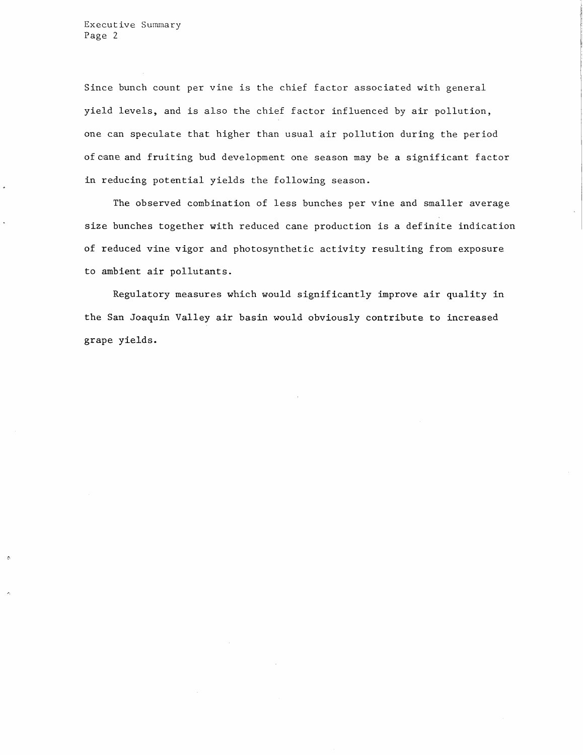Since bunch count per vine is the chief factor associated with general yield levels, and is also the chief factor influenced by air pollution, one can speculate that higher than usual air pollution during the period of cane and fruiting bud development one season may be a significant factor in reducing potential yields the following season.

The observed combination of less bunches per vine and smaller average size bunches together with reduced cane production is a definite indication of reduced vine vigor and photosynthetic activity resulting from exposure to ambient air pollutants.

Regulatory measures which would significantly improve air quality in the San Joaquin Valley air basin would obviously contribute to increased grape yields.